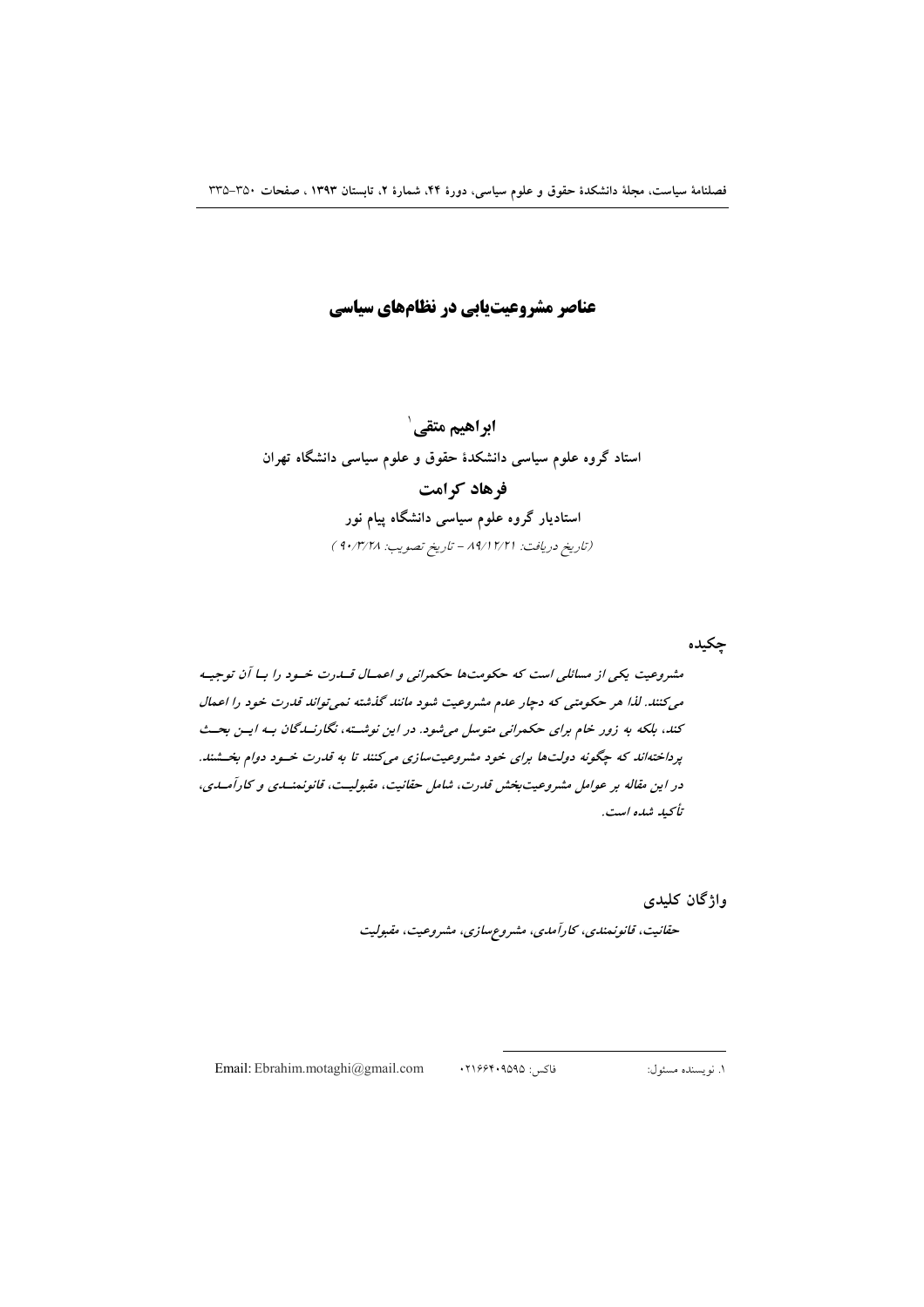# عناصر مشروعیت‌یابی در نظام‌های سیاسی

**ابراهیم متقی**[1]

**استاد گروه علوم سیاسی دانشکدهٔ حقوق و علوم سیاسی دانشگاه تهران**

**فرهاد کرامت**

**استادیار گروه علوم سیاسی دانشگاه پیام نور**

(تاریخ دریافت: ۸۹/۱۲/۲۱ - تاریخ تصویب: ۹۰/۳/۲۸ )

## چکیده

*مشروعیت یکی از مسائلی است که حکومت‌ها حکمرانی و اعمال قدرت خود را با آن توجیه می‌کنند. لذا هر حکومتی که دچار عدم مشروعیت شود مانند گذشته نمی‌تواند قدرت خود را اعمال کند، بلکه به زور خام برای حکمرانی متوسل می‌شود. در این نوشته، نگارندگان به این بحث پرداخته‌اند که چگونه دولت‌ها برای خود مشروعیت‌سازی می‌کنند تا به قدرت خود دوام بخشند. در این مقاله بر عوامل مشروعیت‌بخش قدرت، شامل حقانیت، مقبولیت، قانونمندی و کارآمدی، تأکید شده است.*

## واژگان کلیدی

*حقانیت، قانونمندی، کارآمدی، مشروع‌سازی، مشروعیت، مقبولیت*

---

۱. نویسنده مسئول: فاکس: ۰۲۱۶۶۴۰۹۵۹۵ Email: Ebrahim.motaghi@gmail.com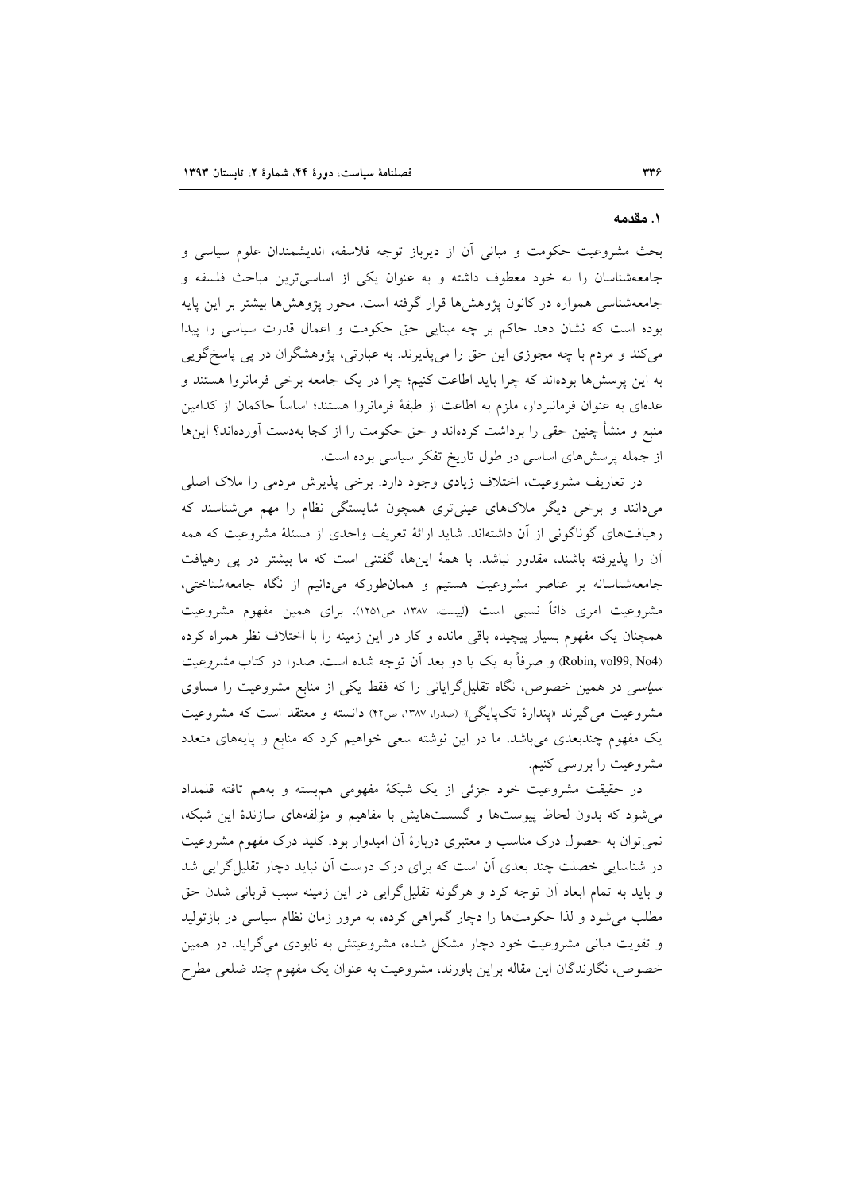## ۱. مقدمه

بحث مشروعیت حکومت و مبانی آن از دیرباز توجه فلاسفه، اندیشمندان علوم سیاسی و جامعه‌شناسان را به خود معطوف داشته و به عنوان یکی از اساسی‌ترین مباحث فلسفه و جامعه‌شناسی همواره در کانون پژوهش‌ها قرار گرفته است. محور پژوهش‌ها بیشتر بر این پایه بوده است که نشان دهد حاکم بر چه مبنایی حق حکومت و اعمال قدرت سیاسی را پیدا می‌کند و مردم با چه مجوزی این حق را می‌پذیرند. به عبارتی، پژوهشگران در پی پاسخ‌گویی به این پرسش‌ها بوده‌اند که چرا باید اطاعت کنیم؛ چرا در یک جامعه برخی فرمانروا هستند و عده‌ای به عنوان فرمانبردار، ملزم به اطاعت از طبقهٔ فرمانروا هستند؛ اساساً حاکمان از کدامین منبع و منشأ چنین حقی را برداشت کرده‌اند و حق حکومت را از کجا به‌دست آورده‌اند؟ این‌ها از جمله پرسش‌های اساسی در طول تاریخ تفکر سیاسی بوده است.

در تعاریف مشروعیت، اختلاف زیادی وجود دارد. برخی پذیرش مردمی را ملاک اصلی می‌دانند و برخی دیگر ملاک‌های عینی‌تری همچون شایستگی نظام را مهم می‌شناسند که رهیافت‌های گوناگونی از آن داشته‌اند. شاید ارائهٔ تعریف واحدی از مسئلهٔ مشروعیت که همه آن را پذیرفته باشند، مقدور نباشد. با همهٔ این‌ها، گفتنی است که ما بیشتر در پی رهیافت جامعه‌شناسانه بر عناصر مشروعیت هستیم و همان‌طورکه می‌دانیم از نگاه جامعه‌شناختی، مشروعیت امری ذاتاً نسبی است (لیپست، ۱۳۸۷، ص۱۲۵۱). برای همین مفهوم مشروعیت همچنان یک مفهوم بسیار پیچیده باقی مانده و کار در این زمینه را با اختلاف نظر همراه کرده (Robin, vol99, No4) و صرفاً به یک یا دو بعد آن توجه شده است. صدرا در کتاب *مشروعیت سیاسی* در همین خصوص، نگاه تقلیل‌گرایانی را که فقط یکی از منابع مشروعیت را مساوی مشروعیت می‌گیرند «پندارهٔ تک‌پایگی» (صدرا، ۱۳۸۷، ص۴۲) دانسته و معتقد است که مشروعیت یک مفهوم چندبعدی می‌باشد. ما در این نوشته سعی خواهیم کرد که منابع و پایه‌های متعدد مشروعیت را بررسی کنیم.

در حقیقت مشروعیت خود جزئی از یک شبکهٔ مفهومی هم‌بسته و به‌هم تافته قلمداد می‌شود که بدون لحاظ پیوست‌ها و گسست‌هایش با مفاهیم و مؤلفه‌های سازندهٔ این شبکه، نمی‌توان به حصول درک مناسب و معتبری دربارهٔ آن امیدوار بود. کلید درک مفهوم مشروعیت در شناسایی خصلت چند بعدی آن است که برای درک درست آن نباید دچار تقلیل‌گرایی شد و باید به تمام ابعاد آن توجه کرد و هرگونه تقلیل‌گرایی در این زمینه سبب قربانی شدن حق مطلب می‌شود و لذا حکومت‌ها را دچار گمراهی کرده، به مرور زمان نظام سیاسی در بازتولید و تقویت مبانی مشروعیت خود دچار مشکل شده، مشروعیتش به نابودی می‌گراید. در همین خصوص، نگارندگان این مقاله براین باورند، مشروعیت به عنوان یک مفهوم چند ضلعی مطرح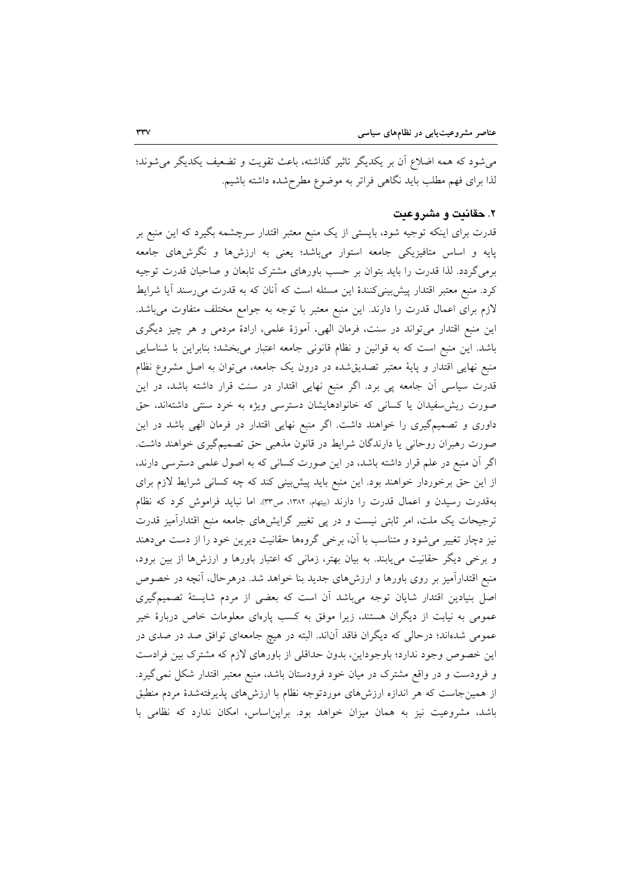می‌شود که همه اضلاع آن بر یکدیگر تاثیر گذاشته، باعث تقویت و تضعیف یکدیگر می‌شوند؛ لذا برای فهم مطلب باید نگاهی فراتر به موضوع مطرح‌شده داشته باشیم.

## ۲. حقانیت و مشروعیت

قدرت برای اینکه توجیه شود، بایستی از یک منبع معتبر اقتدار سرچشمه بگیرد که این منبع بر پایه و اساس متافیزیکی جامعه استوار می‌باشد؛ یعنی به ارزش‌ها و نگرش‌های جامعه برمی‌گردد. لذا قدرت را باید بتوان بر حسب باورهای مشترک تابعان و صاحبان قدرت توجیه کرد. منبع معتبر اقتدار پیش‌بینی‌کنندهٔ این مسئله است که آنان که به قدرت می‌رسند آیا شرایط لازم برای اعمال قدرت را دارند. این منبع معتبر با توجه به جوامع مختلف متفاوت می‌باشد. این منبع اقتدار می‌تواند در سنت، فرمان الهی، آموزهٔ علمی، ارادهٔ مردمی و هر چیز دیگری باشد. این منبع است که به قوانین و نظام قانونی جامعه اعتبار می‌بخشد؛ بنابراین با شناسایی منبع نهایی اقتدار و پایهٔ معتبر تصدیق‌شده در درون یک جامعه، می‌توان به اصل مشروع نظام قدرت سیاسی آن جامعه پی برد. اگر منبع نهایی اقتدار در سنت قرار داشته باشد، در این صورت ریش‌سفیدان یا کسانی که خانوادهایشان دسترسی ویژه به خرد سنتی داشته‌اند، حق داوری و تصمیم‌گیری را خواهند داشت. اگر منبع نهایی اقتدار در فرمان الهی باشد در این صورت رهبران روحانی یا دارندگان شرایط در قانون مذهبی حق تصمیم‌گیری خواهند داشت. اگر آن منبع در علم قرار داشته باشد، در این صورت کسانی که به اصول علمی دسترسی دارند، از این حق برخوردار خواهند بود. این منبع باید پیش‌بینی کند که چه کسانی شرایط لازم برای به‌قدرت رسیدن و اعمال قدرت را دارند (بیتهام، ۱۳۸۲، ص۳۳). اما نباید فراموش کرد که نظام ترجیحات یک ملت، امر ثابتی نیست و در پی تغییر گرایش‌های جامعه منبع اقتدارآمیز قدرت نیز دچار تغییر می‌شود و متناسب با آن، برخی گروه‌ها حقانیت دیرین خود را از دست می‌دهند و برخی دیگر حقانیت می‌یابند. به بیان بهتر، زمانی که اعتبار باورها و ارزش‌ها از بین برود، منبع اقتدارآمیز بر روی باورها و ارزش‌های جدید بنا خواهد شد. درهرحال، آنچه در خصوص اصل بنیادین اقتدار شایان توجه می‌باشد آن است که بعضی از مردم شایستهٔ تصمیم‌گیری عمومی به نیابت از دیگران هستند، زیرا موفق به کسب پاره‌ای معلومات خاص دربارهٔ خیر عمومی شده‌اند؛ درحالی که دیگران فاقد آن‌اند. البته در هیچ جامعه‌ای توافق صد در صدی در این خصوص وجود ندارد؛ باوجوداین، بدون حداقلی از باورهای لازم که مشترک بین فرادست و فرودست و در واقع مشترک در میان خود فرودستان باشد، منبع معتبر اقتدار شکل نمی‌گیرد. از همین‌جاست که هر اندازه ارزش‌های موردتوجه نظام با ارزش‌های پذیرفته‌شدهٔ مردم منطبق باشد، مشروعیت نیز به همان میزان خواهد بود. براین‌اساس، امکان ندارد که نظامی با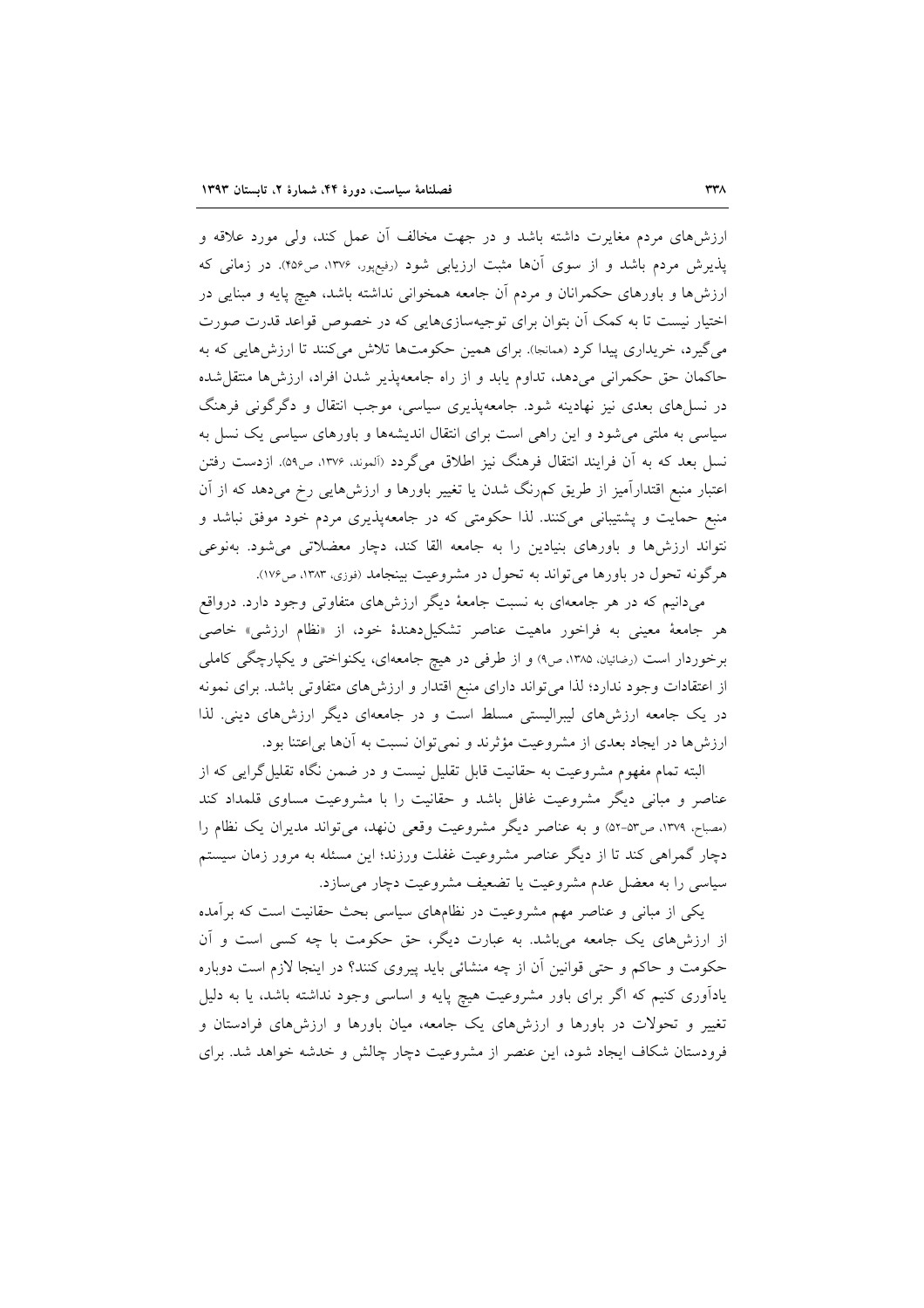ارزش‌های مردم مغایرت داشته باشد و در جهت مخالف آن عمل کند، ولی مورد علاقه و پذیرش مردم باشد و از سوی آن‌ها مثبت ارزیابی شود (رفیع‌پور، ۱۳۷۶، ص۴۵۶). در زمانی که ارزش‌ها و باورهای حکمرانان و مردم آن جامعه همخوانی نداشته باشد، هیچ پایه و مبنایی در اختیار نیست تا به کمک آن بتوان برای توجیه‌سازی‌هایی که در خصوص قواعد قدرت صورت می‌گیرد، خریداری پیدا کرد (همانجا). برای همین حکومت‌ها تلاش می‌کنند تا ارزش‌هایی که به حاکمان حق حکمرانی می‌دهد، تداوم یابد و از راه جامعه‌پذیر شدن افراد، ارزش‌ها منتقل‌شده در نسل‌های بعدی نیز نهادینه شود. جامعه‌پذیری سیاسی، موجب انتقال و دگرگونی فرهنگ سیاسی به ملتی می‌شود و این راهی است برای انتقال اندیشه‌ها و باورهای سیاسی یک نسل به نسل بعد که به آن فرایند انتقال فرهنگ نیز اطلاق می‌گردد (آلموند، ۱۳۷۶، ص۵۹). ازدست رفتن اعتبار منبع اقتدارآمیز از طریق کم‌رنگ شدن یا تغییر باورها و ارزش‌هایی رخ می‌دهد که از آن منبع حمایت و پشتیبانی می‌کنند. لذا حکومتی که در جامعه‌پذیری مردم خود موفق نباشد و نتواند ارزش‌ها و باورهای بنیادین را به جامعه القا کند، دچار معضلاتی می‌شود. به‌نوعی هرگونه تحول در باورها می‌تواند به تحول در مشروعیت بینجامد (فوزی، ۱۳۸۳، ص۱۷۶).

می‌دانیم که در هر جامعه‌ای به نسبت جامعهٔ دیگر ارزش‌های متفاوتی وجود دارد. درواقع هر جامعهٔ معینی به فراخور ماهیت عناصر تشکیل‌دهندهٔ خود، از «نظام ارزشی» خاصی برخوردار است (رضائیان، ۱۳۸۵، ص۹) و از طرفی در هیچ جامعه‌ای، یکنواختی و یکپارچگی کاملی از اعتقادات وجود ندارد؛ لذا می‌تواند دارای منبع اقتدار و ارزش‌های متفاوتی باشد. برای نمونه در یک جامعه ارزش‌های لیبرالیستی مسلط است و در جامعه‌ای دیگر ارزش‌های دینی. لذا ارزش‌ها در ایجاد بعدی از مشروعیت مؤثرند و نمی‌توان نسبت به آن‌ها بی‌اعتنا بود.

البته تمام مفهوم مشروعیت به حقانیت قابل تقلیل نیست و در ضمن نگاه تقلیل‌گرایی که از عناصر و مبانی دیگر مشروعیت غافل باشد و حقانیت را با مشروعیت مساوی قلمداد کند (مصباح، ۱۳۷۹، ص۵۳-۵۲) و به عناصر دیگر مشروعیت وقعی ننهد، می‌تواند مدیران یک نظام را دچار گمراهی کند تا از دیگر عناصر مشروعیت غفلت ورزند؛ این مسئله به مرور زمان سیستم سیاسی را به معضل عدم مشروعیت یا تضعیف مشروعیت دچار می‌سازد.

یکی از مبانی و عناصر مهم مشروعیت در نظام‌های سیاسی بحث حقانیت است که برآمده از ارزش‌های یک جامعه می‌باشد. به عبارت دیگر، حق حکومت با چه کسی است و آن حکومت و حاکم و حتی قوانین آن از چه منشائی باید پیروی کنند؟ در اینجا لازم است دوباره یادآوری کنیم که اگر برای باور مشروعیت هیچ پایه و اساسی وجود نداشته باشد، یا به دلیل تغییر و تحولات در باورها و ارزش‌های یک جامعه، میان باورها و ارزش‌های فرادستان و فرودستان شکاف ایجاد شود، این عنصر از مشروعیت دچار چالش و خدشه خواهد شد. برای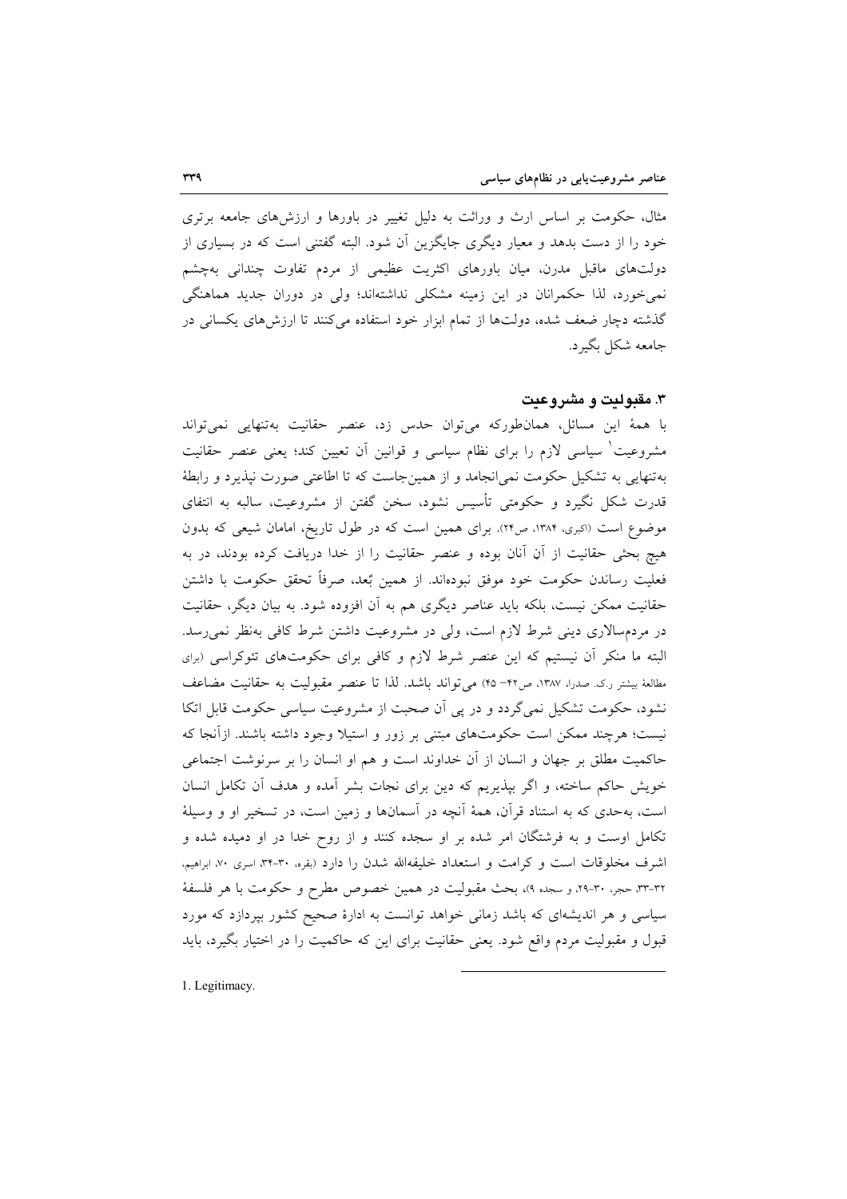مثال، حکومت بر اساس ارث و وراثت به دلیل تغییر در باورها و ارزش‌های جامعه برتری خود را از دست بدهد و معیار دیگری جایگزین آن شود. البته گفتنی است که در بسیاری از دولت‌های ماقبل مدرن، میان باورهای اکثریت عظیمی از مردم تفاوت چندانی به‌چشم نمی‌خورد، لذا حکمرانان در این زمینه مشکلی نداشته‌اند؛ ولی در دوران جدید هماهنگی گذشته دچار ضعف شده، دولت‌ها از تمام ابزار خود استفاده می‌کنند تا ارزش‌های یکسانی در جامعه شکل بگیرد.

### ۳. مقبولیت و مشروعیت

با همهٔ این مسائل، همان‌طورکه می‌توان حدس زد، عنصر حقانیت به‌تنهایی نمی‌تواند مشروعیت[1] سیاسی لازم را برای نظام سیاسی و قوانین آن تعیین کند؛ یعنی عنصر حقانیت به‌تنهایی به تشکیل حکومت نمی‌انجامد و از همین‌جاست که تا اطاعتی صورت نپذیرد و رابطهٔ قدرت شکل نگیرد و حکومتی تأسیس نشود، سخن گفتن از مشروعیت، سالبه به انتفای موضوع است (اکبری، ۱۳۸۴، ص۲۴). برای همین است که در طول تاریخ، امامان شیعی که بدون هیچ بحثی حقانیت از آن آنان بوده و عنصر حقانیت را از خدا دریافت کرده بودند، در به فعلیت رساندن حکومت خود موفق نبوده‌اند. از همین بُعد، صرفاً تحقق حکومت با داشتن حقانیت ممکن نیست، بلکه باید عناصر دیگری هم به آن افزوده شود. به بیان دیگر، حقانیت در مردم‌سالاری دینی شرط لازم است، ولی در مشروعیت داشتن شرط کافی به‌نظر نمی‌رسد. البته ما منکر آن نیستیم که این عنصر شرط لازم و کافی برای حکومت‌های تئوکراسی (برای مطالعهٔ بیشتر ر.ک. صدرا، ۱۳۸۷، ص۴۲– ۴۵) می‌تواند باشد. لذا تا عنصر مقبولیت به حقانیت مضاعف نشود، حکومت تشکیل نمی‌گردد و در پی آن صحبت از مشروعیت سیاسی حکومت قابل اتکا نیست؛ هرچند ممکن است حکومت‌های مبتنی بر زور و استیلا وجود داشته باشند. ازآنجا که حاکمیت مطلق بر جهان و انسان از آن خداوند است و هم او انسان را بر سرنوشت اجتماعی خویش حاکم ساخته، و اگر بپذیریم که دین برای نجات بشر آمده و هدف آن تکامل انسان است، به‌حدی که به استناد قرآن، همهٔ آنچه در آسمان‌ها و زمین است، در تسخیر او و وسیلهٔ تکامل اوست و به فرشتگان امر شده بر او سجده کنند و از روح خدا در او دمیده شده و اشرف مخلوقات است و کرامت و استعداد خلیفه‌الله شدن را دارد (بقره، ۳۰-۳۴، اسری ۷۰، ابراهیم، ۳۲-۳۳، حجر، ۳۰-۲۹، و سجده ۹)، بحث مقبولیت در همین خصوص مطرح و حکومت با هر فلسفهٔ سیاسی و هر اندیشه‌ای که باشد زمانی خواهد توانست به ادارهٔ صحیح کشور بپردازد که مورد قبول و مقبولیت مردم واقع شود. یعنی حقانیت برای این که حاکمیت را در اختیار بگیرد، باید

---

1. Legitimacy.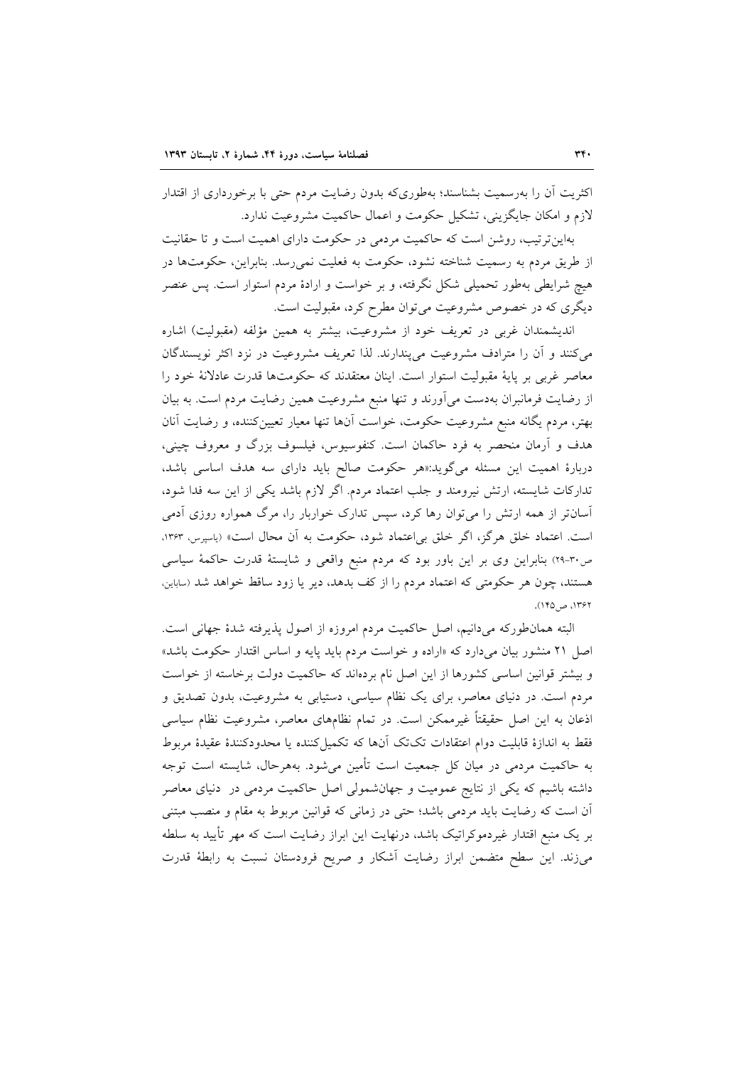اکثریت آن را به‌رسمیت بشناسند؛ به‌طوری‌که بدون رضایت مردم حتی با برخورداری از اقتدار لازم و امکان جایگزینی، تشکیل حکومت و اعمال حاکمیت مشروعیت ندارد.

به‌این‌ترتیب، روشن است که حاکمیت مردمی در حکومت دارای اهمیت است و تا حقانیت از طریق مردم به رسمیت شناخته نشود، حکومت به فعلیت نمی‌رسد. بنابراین، حکومت‌ها در هیچ شرایطی به‌طور تحمیلی شکل نگرفته، و بر خواست و ارادهٔ مردم استوار است. پس عنصر دیگری که در خصوص مشروعیت می‌توان مطرح کرد، مقبولیت است.

اندیشمندان غربی در تعریف خود از مشروعیت، بیشتر به همین مؤلفه (مقبولیت) اشاره می‌کنند و آن را مترادف مشروعیت می‌پندارند. لذا تعریف مشروعیت در نزد اکثر نویسندگان معاصر غربی بر پایهٔ مقبولیت استوار است. اینان معتقدند که حکومت‌ها قدرت عادلانهٔ خود را از رضایت فرمانبران به‌دست می‌آورند و تنها منبع مشروعیت همین رضایت مردم است. به بیان بهتر، مردم یگانه منبع مشروعیت حکومت، خواست آن‌ها تنها معیار تعیین‌کننده، و رضایت آنان هدف و آرمان منحصر به فرد حاکمان است. کنفوسیوس، فیلسوف بزرگ و معروف چینی، دربارهٔ اهمیت این مسئله می‌گوید:«هر حکومت صالح باید دارای سه هدف اساسی باشد، تدارکات شایسته، ارتش نیرومند و جلب اعتماد مردم. اگر لازم باشد یکی از این سه فدا شود، آسان‌تر از همه ارتش را می‌توان رها کرد، سپس تدارک خواربار را، مرگ همواره روزی آدمی است. اعتماد خلق هرگز، اگر خلق بی‌اعتماد شود، حکومت به آن محال است» (یاسپرس، ۱۳۶۳، ص۳۰-۲۹) بنابراین وی بر این باور بود که مردم منبع واقعی و شایستهٔ قدرت حاکمهٔ سیاسی هستند، چون هر حکومتی که اعتماد مردم را از کف بدهد، دیر یا زود ساقط خواهد شد (ساباین، ۱۳۶۲، ص۱۴۵).

البته همان‌طورکه می‌دانیم، اصل حاکمیت مردم امروزه از اصول پذیرفته شدهٔ جهانی است. اصل ۲۱ منشور بیان می‌دارد که «اراده و خواست مردم باید پایه و اساس اقتدار حکومت باشد» و بیشتر قوانین اساسی کشورها از این اصل نام برده‌اند که حاکمیت دولت برخاسته از خواست مردم است. در دنیای معاصر، برای یک نظام سیاسی، دستیابی به مشروعیت، بدون تصدیق و اذعان به این اصل حقیقتاً غیرممکن است. در تمام نظام‌های معاصر، مشروعیت نظام سیاسی فقط به اندازهٔ قابلیت دوام اعتقادات تک‌تک آن‌ها که تکمیل‌کننده یا محدودکنندهٔ عقیدهٔ مربوط به حاکمیت مردمی در میان کل جمعیت است تأمین می‌شود. به‌هرحال، شایسته است توجه داشته باشیم که یکی از نتایج عمومیت و جهان‌شمولی اصل حاکمیت مردمی در دنیای معاصر آن است که رضایت باید مردمی باشد؛ حتی در زمانی که قوانین مربوط به مقام و منصب مبتنی بر یک منبع اقتدار غیردموکراتیک باشد، درنهایت این ابراز رضایت است که مهر تأیید به سلطه می‌زند. این سطح متضمن ابراز رضایت آشکار و صریح فرودستان نسبت به رابطهٔ قدرت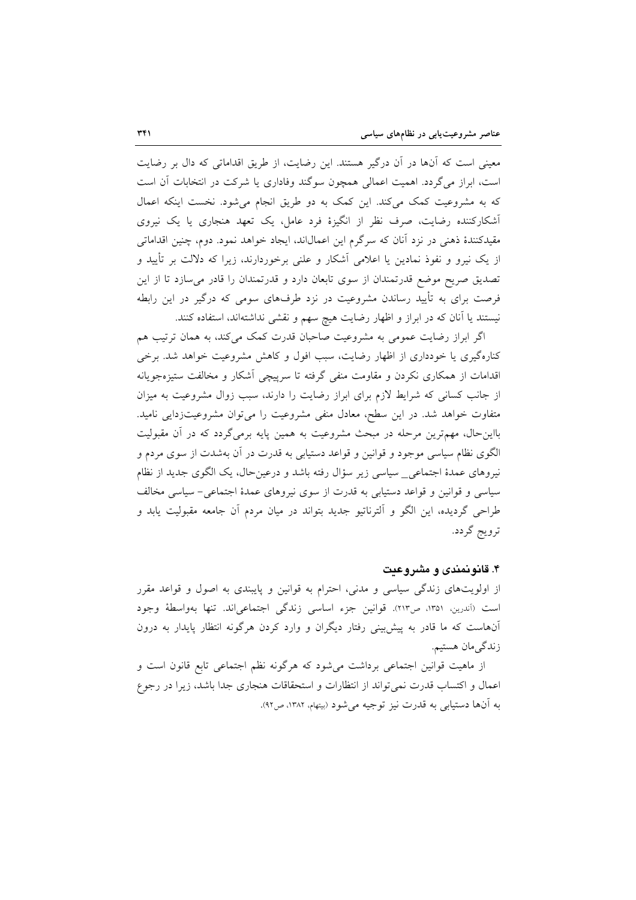معینی است که آن‌ها در آن درگیر هستند. این رضایت، از طریق اقداماتی که دال بر رضایت است، ابراز می‌گردد. اهمیت اعمالی همچون سوگند وفاداری یا شرکت در انتخابات آن است که به مشروعیت کمک می‌کند. این کمک به دو طریق انجام می‌شود. نخست اینکه اعمال آشکارکننده رضایت، صرف نظر از انگیزهٔ فرد عامل، یک تعهد هنجاری یا یک نیروی مقیدکنندهٔ ذهنی در نزد آنان که سرگرم این اعمال‌اند، ایجاد خواهد نمود. دوم، چنین اقداماتی از یک نیرو و نفوذ نمادین یا اعلامی آشکار و علنی برخوردارند، زیرا که دلالت بر تأیید و تصدیق صریح موضع قدرتمندان از سوی تابعان دارد و قدرتمندان را قادر می‌سازد تا از این فرصت برای به تأیید رساندن مشروعیت در نزد طرف‌های سومی که درگیر در این رابطه نیستند یا آنان که در ابراز و اظهار رضایت هیچ سهم و نقشی نداشته‌اند، استفاده کنند.

اگر ابراز رضایت عمومی به مشروعیت صاحبان قدرت کمک می‌کند، به همان ترتیب هم کناره‌گیری یا خودداری از اظهار رضایت، سبب افول و کاهش مشروعیت خواهد شد. برخی اقدامات از همکاری نکردن و مقاومت منفی گرفته تا سرپیچی آشکار و مخالفت ستیزه‌جویانه از جانب کسانی که شرایط لازم برای ابراز رضایت را دارند، سبب زوال مشروعیت به میزان متفاوت خواهد شد. در این سطح، معادل منفی مشروعیت را می‌توان مشروعیت‌زدایی نامید. بااین‌حال، مهم‌ترین مرحله در مبحث مشروعیت به همین پایه برمی‌گردد که در آن مقبولیت الگوی نظام سیاسی موجود و قوانین و قواعد دستیابی به قدرت در آن به‌شدت از سوی مردم و نیروهای عمدهٔ اجتماعی_ سیاسی زیر سؤال رفته باشد و درعین‌حال، یک الگوی جدید از نظام سیاسی و قوانین و قواعد دستیابی به قدرت از سوی نیروهای عمدهٔ اجتماعی- سیاسی مخالف طراحی گردیده، این الگو و آلترناتیو جدید بتواند در میان مردم آن جامعه مقبولیت یابد و ترویج گردد.

### ۴. قانونمندی و مشروعیت

از اولویت‌های زندگی سیاسی و مدنی، احترام به قوانین و پایبندی به اصول و قواعد مقرر است (آندرین، ۱۳۵۱، ص۲۱۳). قوانین جزء اساسی زندگی اجتماعی‌اند. تنها به‌واسطهٔ وجود آن‌هاست که ما قادر به پیش‌بینی رفتار دیگران و وارد کردن هرگونه انتظار پایدار به درون زندگی‌مان هستیم.

از ماهیت قوانین اجتماعی برداشت می‌شود که هرگونه نظم اجتماعی تابع قانون است و اعمال و اکتساب قدرت نمی‌تواند از انتظارات و استحقاقات هنجاری جدا باشد، زیرا در رجوع به آن‌ها دستیابی به قدرت نیز توجیه می‌شود (بیتهام، ۱۳۸۲، ص۹۲).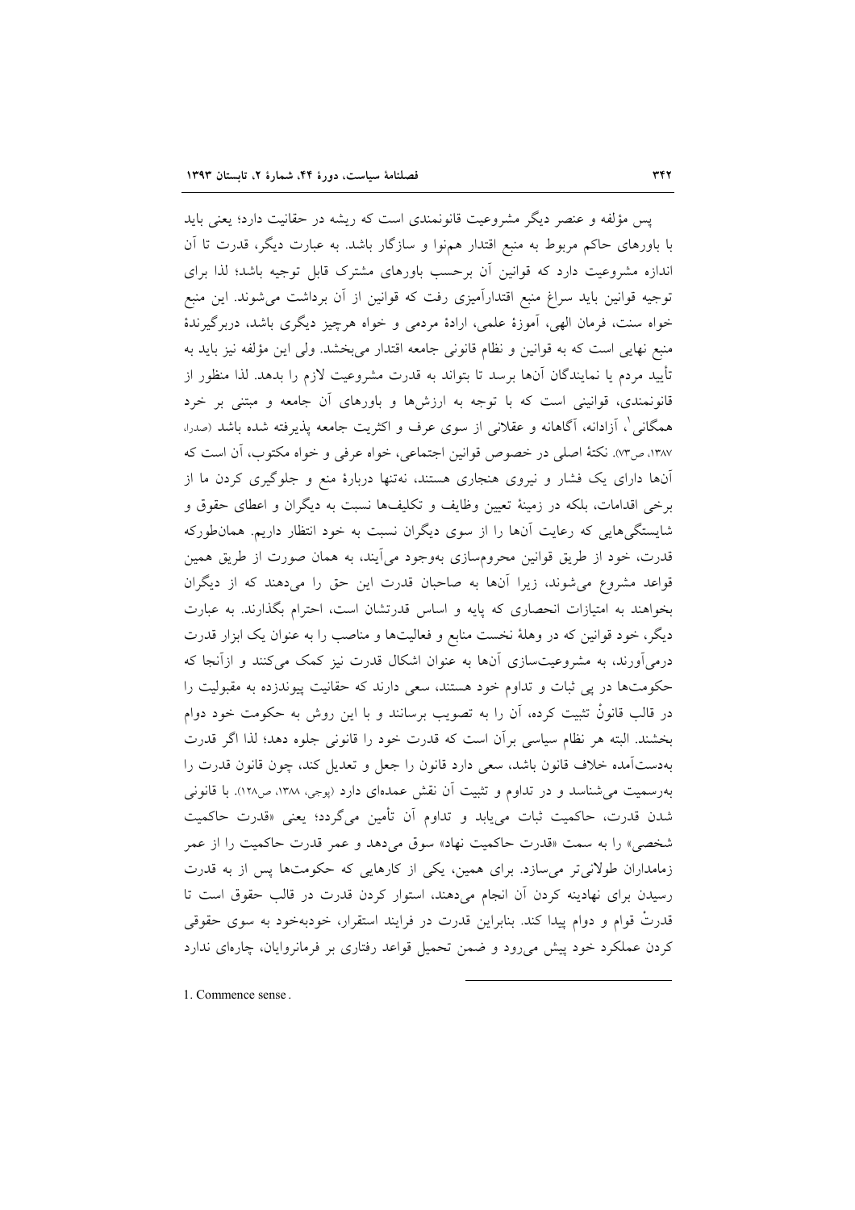پس مؤلفه و عنصر دیگر مشروعیت قانونمندی است که ریشه در حقانیت دارد؛ یعنی باید با باورهای حاکم مربوط به منبع اقتدار همنوا و سازگار باشد. به عبارت دیگر، قدرت تا آن اندازه مشروعیت دارد که قوانین آن برحسب باورهای مشترک قابل توجیه باشد؛ لذا برای توجیه قوانین باید سراغ منبع اقتدارآمیزی رفت که قوانین از آن برداشت می‌شوند. این منبع خواه سنت، فرمان الهی، آموزهٔ علمی، ارادهٔ مردمی و خواه هرچیز دیگری باشد، دربرگیرندهٔ منبع نهایی است که به قوانین و نظام قانونی جامعه اقتدار می‌بخشد. ولی این مؤلفه نیز باید به تأیید مردم یا نمایندگان آن‌ها برسد تا بتواند به قدرت مشروعیت لازم را بدهد. لذا منظور از قانونمندی، قوانینی است که با توجه به ارزش‌ها و باورهای آن جامعه و مبتنی بر خرد همگانی[1]، آزادانه، آگاهانه و عقلانی از سوی عرف و اکثریت جامعه پذیرفته شده باشد (صدرا، ۱۳۸۷، ص۷۳). نکتهٔ اصلی در خصوص قوانین اجتماعی، خواه عرفی و خواه مکتوب، آن است که آن‌ها دارای یک فشار و نیروی هنجاری هستند، نه‌تنها دربارهٔ منع و جلوگیری کردن ما از برخی اقدامات، بلکه در زمینهٔ تعیین وظایف و تکلیف‌ها نسبت به دیگران و اعطای حقوق و شایستگی‌هایی که رعایت آن‌ها را از سوی دیگران نسبت به خود انتظار داریم. همان‌طورکه قدرت، خود از طریق قوانین محروم‌سازی به‌وجود می‌آیند، به همان صورت از طریق همین قواعد مشروع می‌شوند، زیرا آن‌ها به صاحبان قدرت این حق را می‌دهند که از دیگران بخواهند به امتیازات انحصاری که پایه و اساس قدرتشان است، احترام بگذارند. به عبارت دیگر، خود قوانین که در وهلهٔ نخست منابع و فعالیت‌ها و مناصب را به عنوان یک ابزار قدرت درمی‌آورند، به مشروعیت‌سازی آن‌ها به عنوان اشکال قدرت نیز کمک می‌کنند و ازآنجا که حکومت‌ها در پی ثبات و تداوم خود هستند، سعی دارند که حقانیت پیوندزده به مقبولیت را در قالب قانونْ تثبیت کرده، آن را به تصویب برسانند و با این روش به حکومت خود دوام بخشند. البته هر نظام سیاسی برآن است که قدرت خود را قانونی جلوه دهد؛ لذا اگر قدرت به‌دست‌آمده خلاف قانون باشد، سعی دارد قانون را جعل و تعدیل کند، چون قانون قدرت را به‌رسمیت می‌شناسد و در تداوم و تثبیت آن نقش عمده‌ای دارد (پوجی، ۱۳۸۸، ص۱۲۸). با قانونی شدن قدرت، حاکمیت ثبات می‌یابد و تداوم آن تأمین می‌گردد؛ یعنی «قدرت حاکمیت شخصی» را به سمت «قدرت حاکمیت نهاد» سوق می‌دهد و عمر قدرت حاکمیت را از عمر زمامداران طولانی‌تر می‌سازد. برای همین، یکی از کارهایی که حکومت‌ها پس از به قدرت رسیدن برای نهادینه کردن آن انجام می‌دهند، استوار کردن قدرت در قالب حقوق است تا قدرتْ قوام و دوام پیدا کند. بنابراین قدرت در فرایند استقرار، خودبه‌خود به سوی حقوقی کردن عملکرد خود پیش می‌رود و ضمن تحمیل قواعد رفتاری بر فرمانروایان، چاره‌ای ندارد

---

1. Commence sense.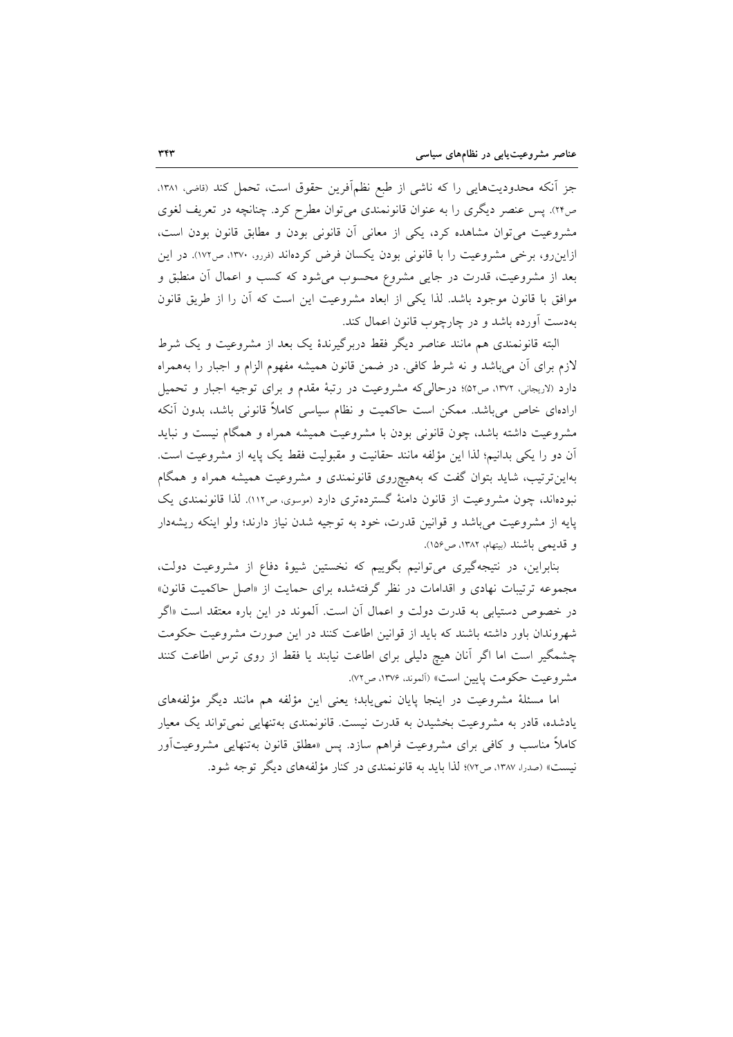جز آنکه محدودیت‌هایی را که ناشی از طبع نظم‌آفرین حقوق است، تحمل کند (قاضی، ۱۳۸۱، ص۲۴). پس عنصر دیگری را به عنوان قانونمندی می‌توان مطرح کرد. چنانچه در تعریف لغوی مشروعیت می‌توان مشاهده کرد، یکی از معانی آن قانونی بودن و مطابق قانون بودن است، ازاین‌رو، برخی مشروعیت را با قانونی بودن یکسان فرض کرده‌اند (فررو، ۱۳۷۰، ص۱۷۲). در این بعد از مشروعیت، قدرت در جایی مشروع محسوب می‌شود که کسب و اعمال آن منطبق و موافق با قانون موجود باشد. لذا یکی از ابعاد مشروعیت این است که آن را از طریق قانون به‌دست آورده باشد و در چارچوب قانون اعمال کند.

البته قانونمندی هم مانند عناصر دیگر فقط دربرگیرندهٔ یک بعد از مشروعیت و یک شرط لازم برای آن می‌باشد و نه شرط کافی. در ضمن قانون همیشه مفهوم الزام و اجبار را به‌همراه دارد (لاریجانی، ۱۳۷۲، ص۵۲)؛ درحالی‌که مشروعیت در رتبهٔ مقدم و برای توجیه اجبار و تحمیل اراده‌ای خاص می‌باشد. ممکن است حاکمیت و نظام سیاسی کاملاً قانونی باشد، بدون آنکه مشروعیت داشته باشد، چون قانونی بودن با مشروعیت همیشه همراه و همگام نیست و نباید آن دو را یکی بدانیم؛ لذا این مؤلفه مانند حقانیت و مقبولیت فقط یک پایه از مشروعیت است. بدین‌ترتیب، شاید بتوان گفت که به‌هیچ‌روی قانونمندی و مشروعیت همیشه همراه و همگام نبوده‌اند، چون مشروعیت از قانون دامنهٔ گسترده‌تری دارد (موسوی، ص۱۱۲). لذا قانونمندی یک پایه از مشروعیت می‌باشد و قوانین قدرت، خود به توجیه شدن نیاز دارند؛ ولو اینکه ریشه‌دار و قدیمی باشند (بیتهام، ۱۳۸۲، ص۱۵۶).

بنابراین، در نتیجه‌گیری می‌توانیم بگوییم که نخستین شیوهٔ دفاع از مشروعیت دولت، مجموعه ترتیبات نهادی و اقدامات در نظر گرفته‌شده برای حمایت از «اصل حاکمیت قانون» در خصوص دستیابی به قدرت دولت و اعمال آن است. آلموند در این باره معتقد است «اگر شهروندان باور داشته باشند که باید از قوانین اطاعت کنند در این صورت مشروعیت حکومت چشمگیر است اما اگر آنان هیچ دلیلی برای اطاعت نیابند یا فقط از روی ترس اطاعت کنند مشروعیت حکومت پایین است» (آلموند، ۱۳۷۶، ص۷۲).

اما مسئلهٔ مشروعیت در اینجا پایان نمی‌یابد؛ یعنی این مؤلفه هم مانند دیگر مؤلفه‌های یادشده، قادر به مشروعیت بخشیدن به قدرت نیست. قانونمندی به‌تنهایی نمی‌تواند یک معیار کاملاً مناسب و کافی برای مشروعیت فراهم سازد. پس «مطلق قانون به‌تنهایی مشروعیت‌آور نیست» (صدرا، ۱۳۸۷، ص۷۲)؛ لذا باید به قانونمندی در کنار مؤلفه‌های دیگر توجه شود.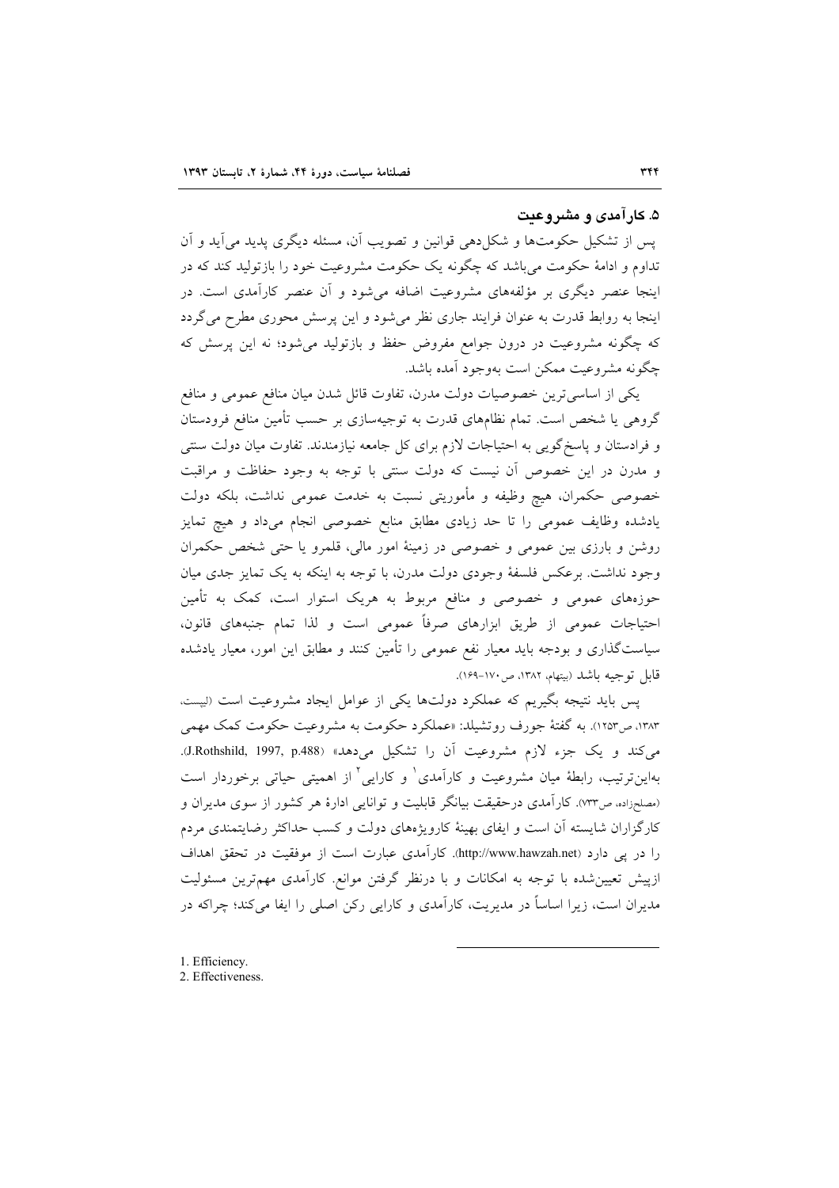## ۵. کارآمدی و مشروعیت

پس از تشکیل حکومت‌ها و شکل‌دهی قوانین و تصویب آن، مسئله دیگری پدید می‌آید و آن تداوم و ادامهٔ حکومت می‌باشد که چگونه یک حکومت مشروعیت خود را بازتولید کند که در اینجا عنصر دیگری بر مؤلفه‌های مشروعیت اضافه می‌شود و آن عنصر کارآمدی است. در اینجا به روابط قدرت به عنوان فرایند جاری نظر می‌شود و این پرسش محوری مطرح می‌گردد که چگونه مشروعیت در درون جوامع مفروض حفظ و بازتولید می‌شود؛ نه این پرسش که چگونه مشروعیت ممکن است به‌وجود آمده باشد.

یکی از اساسی‌ترین خصوصیات دولت مدرن، تفاوت قائل شدن میان منافع عمومی و منافع گروهی یا شخص است. تمام نظام‌های قدرت به توجیه‌سازی بر حسب تأمین منافع فرودستان و فرادستان و پاسخ‌گویی به احتیاجات لازم برای کل جامعه نیازمندند. تفاوت میان دولت سنتی و مدرن در این خصوص آن نیست که دولت سنتی با توجه به وجود حفاظت و مراقبت خصوصی حکمران، هیچ وظیفه و مأموریتی نسبت به خدمت عمومی نداشت، بلکه دولت یادشده وظایف عمومی را تا حد زیادی مطابق منابع خصوصی انجام می‌داد و هیچ تمایز روشن و بارزی بین عمومی و خصوصی در زمینهٔ امور مالی، قلمرو یا حتی شخص حکمران وجود نداشت. برعکس فلسفهٔ وجودی دولت مدرن، با توجه به اینکه به یک تمایز جدی میان حوزه‌های عمومی و خصوصی و منافع مربوط به هریک استوار است، کمک به تأمین احتیاجات عمومی از طریق ابزارهای صرفاً عمومی است و لذا تمام جنبه‌های قانون، سیاست‌گذاری و بودجه باید معیار نفع عمومی را تأمین کنند و مطابق این امور، معیار یادشده قابل توجیه باشد (بیتهام، ۱۳۸۲، ص ۱۷۰-۱۶۹).

پس باید نتیجه بگیریم که عملکرد دولت‌ها یکی از عوامل ایجاد مشروعیت است (لیپست، ۱۳۸۳، ص ۱۲۵۳). به گفتهٔ جورف روتشیلد: «عملکرد حکومت به مشروعیت حکومت کمک مهمی می‌کند و یک جزء لازم مشروعیت آن را تشکیل می‌دهد» (J.Rothshild, 1997, p.488). به‌این‌ترتیب، رابطهٔ میان مشروعیت و کارآمدی[1] و کارایی[2] از اهمیتی حیاتی برخوردار است (مصلح‌زاده، ص ۷۳۳). کارآمدی درحقیقت بیانگر قابلیت و توانایی ادارهٔ هر کشور از سوی مدیران و کارگزاران شایسته آن است و ایفای بهینهٔ کارویژه‌های دولت و کسب حداکثر رضایتمندی مردم را در پی دارد (http://www.hawzah.net). کارآمدی عبارت است از موفقیت در تحقق اهداف ازپیش تعیین‌شده با توجه به امکانات و با درنظر گرفتن موانع. کارآمدی مهم‌ترین مسئولیت مدیران است، زیرا اساساً در مدیریت، کارآمدی و کارایی رکن اصلی را ایفا می‌کند؛ چراکه در

---

1. Efficiency.
2. Effectiveness.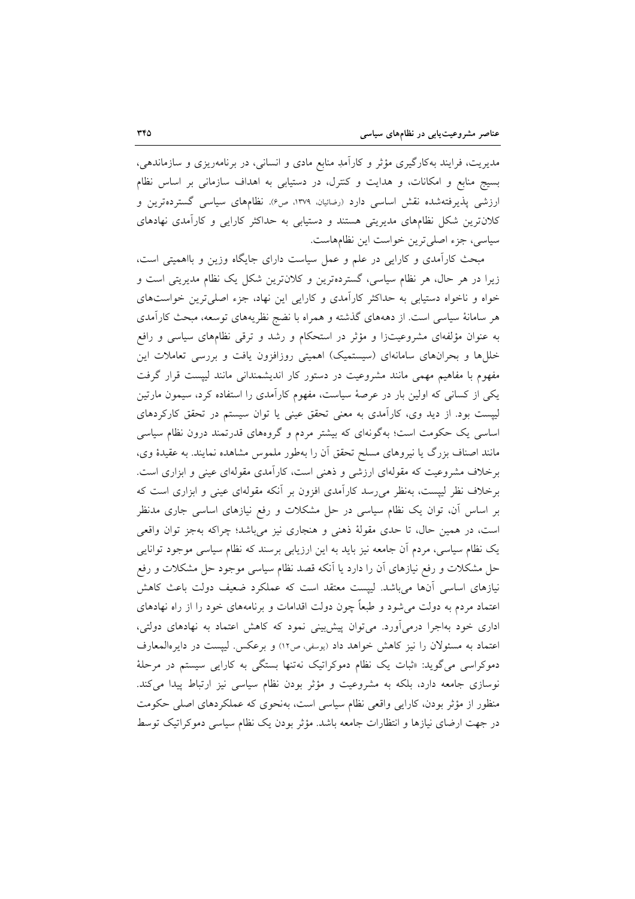مدیریت، فرایند به‌کارگیری مؤثر و کارآمد منابع مادی و انسانی، در برنامه‌ریزی و سازماندهی، بسیج منابع و امکانات، و هدایت و کنترل، در دستیابی به اهداف سازمانی بر اساس نظام ارزشی پذیرفته‌شده نقش اساسی دارد (رضائیان، ۱۳۷۹، ص۶). نظام‌های سیاسی گسترده‌ترین و کلان‌ترین شکل نظام‌های مدیریتی هستند و دستیابی به حداکثر کارایی و کارآمدی نهادهای سیاسی، جزء اصلی‌ترین خواست این نظام‌هاست.

مبحث کارآمدی و کارایی در علم و عمل سیاست دارای جایگاه وزین و بااهمیتی است، زیرا در هر حال، هر نظام سیاسی، گسترده‌ترین و کلان‌ترین شکل یک نظام مدیریتی است و خواه و ناخواه دستیابی به حداکثر کارآمدی و کارایی این نهاد، جزء اصلی‌ترین خواست‌های هر سامانهٔ سیاسی است. از دهه‌های گذشته و همراه با نضج نظریه‌های توسعه، مبحث کارآمدی به عنوان مؤلفه‌ای مشروعیت‌زا و مؤثر در استحکام و رشد و ترقی نظام‌های سیاسی و رافع خلل‌ها و بحران‌های سامانه‌ای (سیستمیک) اهمیتی روزافزون یافت و بررسی تعاملات این مفهوم با مفاهیم مهمی مانند مشروعیت در دستور کار اندیشمندانی مانند لیپست قرار گرفت یکی از کسانی که اولین بار در عرصهٔ سیاست، مفهوم کارآمدی را استفاده کرد، سیمون مارتین لیپست بود. از دید وی، کارآمدی به معنی تحقق عینی یا توان سیستم در تحقق کارکردهای اساسی یک حکومت است؛ به‌گونه‌ای که بیشتر مردم و گروه‌های قدرتمند درون نظام سیاسی مانند اصناف بزرگ یا نیروهای مسلح تحقق آن را به‌طور ملموس مشاهده نمایند. به عقیدهٔ وی، برخلاف مشروعیت که مقوله‌ای ارزشی و ذهنی است، کارآمدی مقوله‌ای عینی و ابزاری است. برخلاف نظر لیپست، به‌نظر می‌رسد کارآمدی افزون بر آنکه مقوله‌ای عینی و ابزاری است که بر اساس آن، توان یک نظام سیاسی در حل مشکلات و رفع نیازهای اساسی جاری مدنظر است، در همین حال، تا حدی مقولهٔ ذهنی و هنجاری نیز می‌باشد؛ چراکه به‌جز توان واقعی یک نظام سیاسی، مردم آن جامعه نیز باید به این ارزیابی برسند که نظام سیاسی موجود توانایی حل مشکلات و رفع نیازهای آن را دارد یا آنکه قصد نظام سیاسی موجود حل مشکلات و رفع نیازهای اساسی آن‌ها می‌باشد. لیپست معتقد است که عملکرد ضعیف دولت باعث کاهش اعتماد مردم به دولت می‌شود و طبعاً چون دولت اقدامات و برنامه‌های خود را از راه نهادهای اداری خود به‌اجرا درمی‌آورد. می‌توان پیش‌بینی نمود که کاهش اعتماد به نهادهای دولتی، اعتماد به مسئولان را نیز کاهش خواهد داد (یوسفی، ص۱۲) و برعکس. لیپست در دایره‌المعارف دموکراسی می‌گوید: «ثبات یک نظام دموکراتیک نه‌تنها بستگی به کارایی سیستم در مرحلهٔ نوسازی جامعه دارد، بلکه به مشروعیت و مؤثر بودن نظام سیاسی نیز ارتباط پیدا می‌کند. منظور از مؤثر بودن، کارایی واقعی نظام سیاسی است، به‌نحوی که عملکردهای اصلی حکومت در جهت ارضای نیازها و انتظارات جامعه باشد. مؤثر بودن یک نظام سیاسی دموکراتیک توسط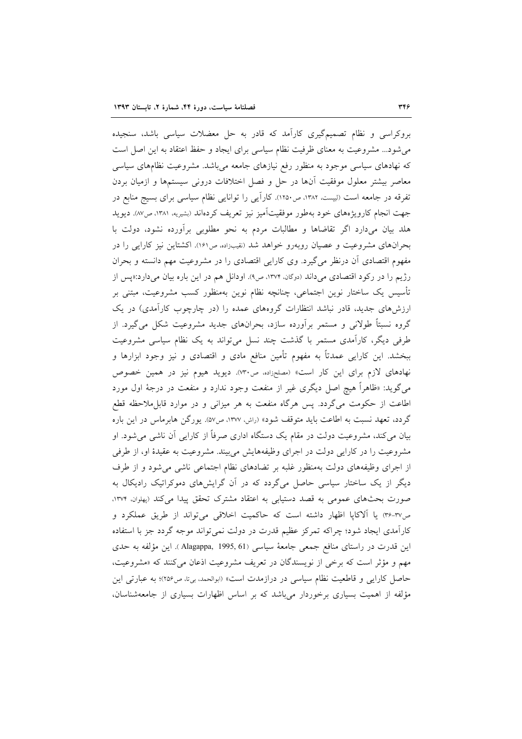بروکراسی و نظام تصمیم‌گیری کارآمد که قادر به حل معضلات سیاسی باشد، سنجیده می‌شود... مشروعیت به معنای ظرفیت نظام سیاسی برای ایجاد و حفظ اعتقاد به این اصل است که نهادهای سیاسی موجود به منظور رفع نیازهای جامعه می‌باشد. مشروعیت نظام‌های سیاسی معاصر بیشتر معلول موفقیت آن‌ها در حل و فصل اختلافات درونی سیستم‌ها و ازمیان بردن تفرقه در جامعه است (لیپست، ۱۳۸۲، ص۱۲۵۰). کارآیی را توانایی نظام سیاسی برای بسیج منابع در جهت انجام کارویژه‌های خود به‌طور موفقیت‌آمیز نیز تعریف کرده‌اند (بشیریه، ۱۳۸۱، ص۸۷). دیوید هلد بیان می‌دارد اگر تقاضاها و مطالبات مردم به نحو مطلوبی برآورده نشود، دولت با بحران‌های مشروعیت و عصیان روبه‌رو خواهد شد (نقیب‌زاده، ص۱۶۱). اکشتاین نیز کارایی را در مفهوم اقتصادی آن درنظر می‌گیرد. وی کارایی اقتصادی را در مشروعیت مهم دانسته و بحران رژیم را در رکود اقتصادی می‌داند (دوگان، ۱۳۷۴، ص۹). اودانل هم در این باره بیان می‌دارد:«پس از تأسیس یک ساختار نوین اجتماعی، چنانچه نظام نوین به‌منظور کسب مشروعیت، مبتنی بر ارزش‌های جدید، قادر نباشد انتظارات گروه‌های عمده را (در چارچوب کارآمدی) در یک گروه نسبتاً طولانی و مستمر برآورده سازد، بحران‌های جدید مشروعیت شکل می‌گیرد. از طرفی دیگر، کارآمدی مستمر با گذشت چند نسل می‌تواند به یک نظام سیاسی مشروعیت ببخشد. این کارایی عمدتاً به مفهوم تأمین منافع مادی و اقتصادی و نیز وجود ابزارها و نهادهای لازم برای این کار است» (مصلح‌زاده، ص۷۳۰). دیوید هیوم نیز در همین خصوص می‌گوید: «ظاهراً هیچ اصل دیگری غیر از منفعت وجود ندارد و منفعت در درجهٔ اول مورد اطاعت از حکومت می‌گردد. پس هرگاه منفعت به هر میزانی و در موارد قابل‌ملاحظه قطع گردد، تعهد نسبت به اطاعت باید متوقف شود» (راش، ۱۳۷۷، ص۵۷). یورگن هابرماس در این باره بیان می‌کند، مشروعیت دولت در مقام یک دستگاه اداری صرفاً از کارایی آن ناشی می‌شود. او مشروعیت را در کارایی دولت در اجرای وظیفه‌هایش می‌بیند. مشروعیت به عقیدهٔ او، از طرفی از اجرای وظیفه‌های دولت به‌منظور غلبه بر تضادهای نظام اجتماعی ناشی می‌شود و از طرف دیگر از یک ساختار سیاسی حاصل می‌گردد که در آن گرایش‌های دموکراتیک رادیکال به صورت بحث‌های عمومی به قصد دستیابی به اعتقاد مشترک تحقق پیدا می‌کند (پهلوان، ۱۳۷۴، ص۳۷-۳۶) یا آلاکاپا اظهار داشته است که حاکمیت اخلاقی می‌تواند از طریق عملکرد و کارآمدی ایجاد شود؛ چراکه تمرکز عظیم قدرت در دولت نمی‌تواند موجه گردد جز با استفاده این قدرت در راستای منافع جمعی جامعهٔ سیاسی (Alagappa, 1995, 61). این مؤلفه به حدی مهم و مؤثر است که برخی از نویسندگان در تعریف مشروعیت اذعان می‌کنند که «مشروعیت، حاصل کارایی و قاطعیت نظام سیاسی در درازمدت است» (ابوالحمد، بی‌تا، ص۲۵۶)؛ به عبارتی این مؤلفه از اهمیت بسیاری برخوردار می‌باشد که بر اساس اظهارات بسیاری از جامعه‌شناسان،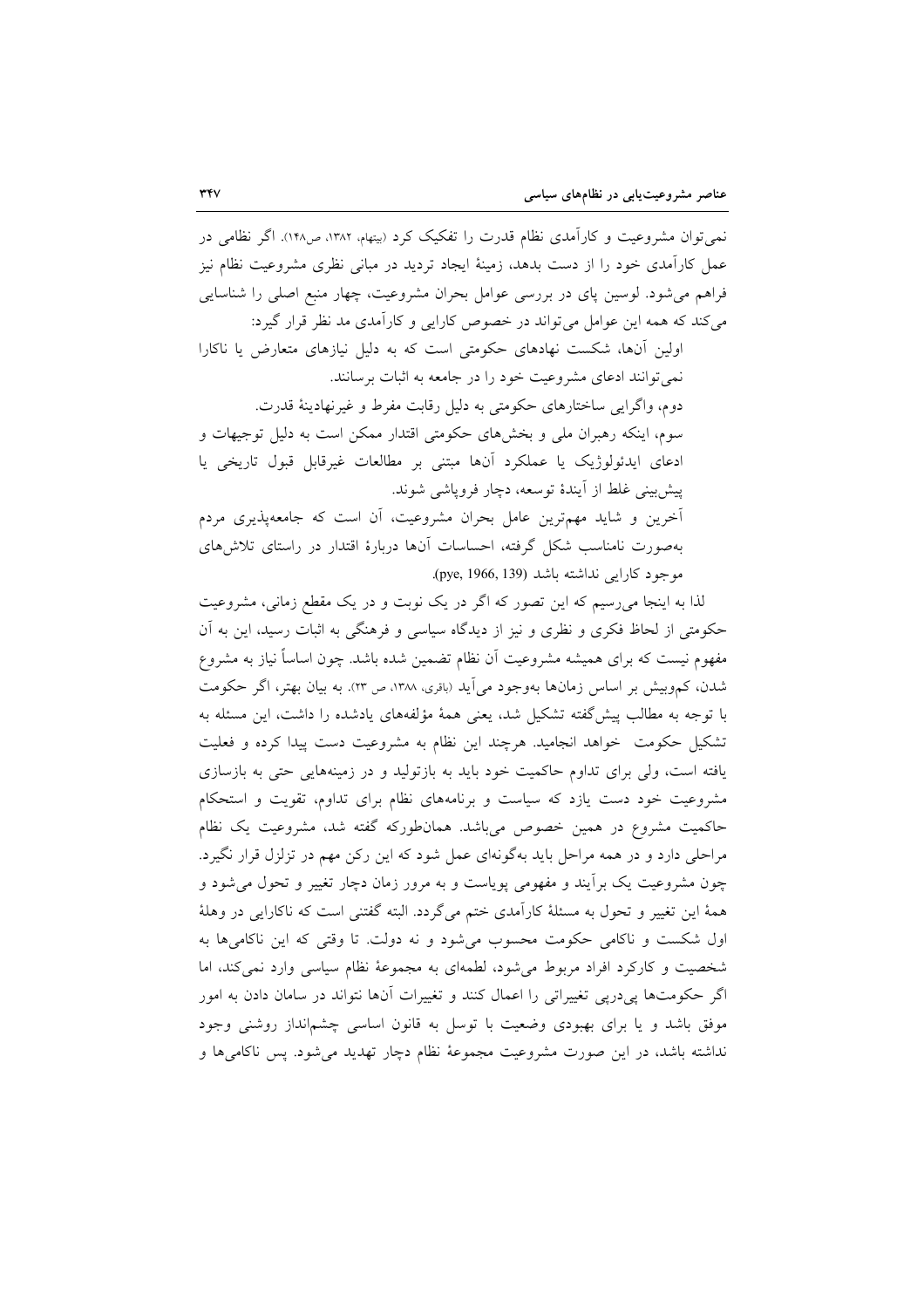نمی‌توان مشروعیت و کارآمدی نظام قدرت را تفکیک کرد (بیتهام، ۱۳۸۲، ص۱۴۸). اگر نظامی در عمل کارآمدی خود را از دست بدهد، زمینهٔ ایجاد تردید در مبانی نظری مشروعیت نظام نیز فراهم می‌شود. لوسین پای در بررسی عوامل بحران مشروعیت، چهار منبع اصلی را شناسایی می‌کند که همه این عوامل می‌تواند در خصوص کارایی و کارآمدی مد نظر قرار گیرد:

اولین آن‌ها، شکست نهادهای حکومتی است که به دلیل نیازهای متعارض یا ناکارا نمی‌توانند ادعای مشروعیت خود را در جامعه به اثبات برسانند.

دوم، واگرایی ساختارهای حکومتی به دلیل رقابت مفرط و غیرنهادینهٔ قدرت.

سوم، اینکه رهبران ملی و بخش‌های حکومتی اقتدار ممکن است به دلیل توجیهات و ادعای ایدئولوژیک یا عملکرد آن‌ها مبتنی بر مطالعات غیرقابل قبول تاریخی یا پیش‌بینی غلط از آیندهٔ توسعه، دچار فروپاشی شوند.

آخرین و شاید مهم‌ترین عامل بحران مشروعیت، آن است که جامعه‌پذیری مردم به‌صورت نامناسب شکل گرفته، احساسات آن‌ها دربارهٔ اقتدار در راستای تلاش‌های موجود کارایی نداشته باشد (pye, 1966, 139).

لذا به اینجا می‌رسیم که این تصور که اگر در یک نوبت و در یک مقطع زمانی، مشروعیت حکومتی از لحاظ فکری و نظری و نیز از دیدگاه سیاسی و فرهنگی به اثبات رسید، این به آن مفهوم نیست که برای همیشه مشروعیت آن نظام تضمین شده باشد. چون اساساً نیاز به مشروع شدن، کم‌وبیش بر اساس زمان‌ها به‌وجود می‌آید (باقری، ۱۳۸۸، ص ۲۳). به بیان بهتر، اگر حکومت با توجه به مطالب پیش‌گفته تشکیل شد، یعنی همهٔ مؤلفه‌های یادشده را داشت، این مسئله به تشکیل حکومت خواهد انجامید. هرچند این نظام به مشروعیت دست پیدا کرده و فعلیت یافته است، ولی برای تداوم حاکمیت خود باید به بازتولید و در زمینه‌هایی حتی به بازسازی مشروعیت خود دست یازد که سیاست و برنامه‌های نظام برای تداوم، تقویت و استحکام حاکمیت مشروع در همین خصوص می‌باشد. همان‌طورکه گفته شد، مشروعیت یک نظام مراحلی دارد و در همه مراحل باید به‌گونه‌ای عمل شود که این رکن مهم در تزلزل قرار نگیرد. چون مشروعیت یک برآیند و مفهومی پویاست و به مرور زمان دچار تغییر و تحول می‌شود و همهٔ این تغییر و تحول به مسئلهٔ کارآمدی ختم می‌گردد. البته گفتنی است که ناکارایی در وهلهٔ اول شکست و ناکامی حکومت محسوب می‌شود و نه دولت. تا وقتی که این ناکامی‌ها به شخصیت و کارکرد افراد مربوط می‌شود، لطمه‌ای به مجموعهٔ نظام سیاسی وارد نمی‌کند، اما اگر حکومت‌ها پی‌درپی تغییراتی را اعمال کنند و تغییرات آن‌ها نتواند در سامان دادن به امور موفق باشد و یا برای بهبودی وضعیت با توسل به قانون اساسی چشم‌انداز روشنی وجود نداشته باشد، در این صورت مشروعیت مجموعهٔ نظام دچار تهدید می‌شود. پس ناکامی‌ها و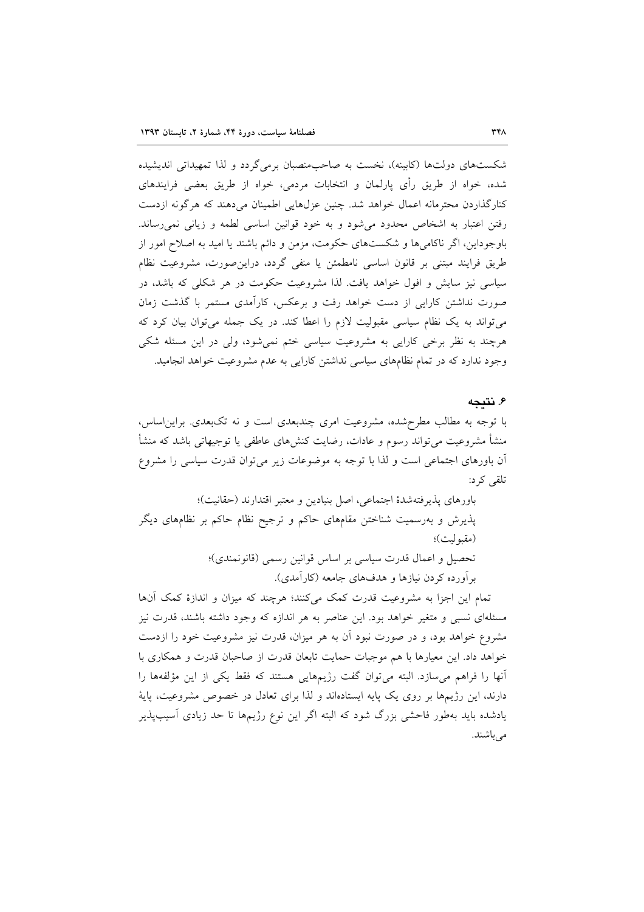شکست‌های دولت‌ها (کابینه)، نخست به صاحب‌منصبان برمی‌گردد و لذا تمهیداتی اندیشیده شده، خواه از طریق رأی پارلمان و انتخابات مردمی، خواه از طریق بعضی فرایندهای کنارگذاردن محترمانه اعمال خواهد شد. چنین عزل‌هایی اطمینان می‌دهند که هرگونه ازدست رفتن اعتبار به اشخاص محدود می‌شود و به خود قوانین اساسی لطمه و زیانی نمی‌رساند. باوجوداین، اگر ناکامی‌ها و شکست‌های حکومت، مزمن و دائم باشند یا امید به اصلاح امور از طریق فرایند مبتنی بر قانون اساسی نامطمئن یا منفی گردد، دراین‌صورت، مشروعیت نظام سیاسی نیز سایش و افول خواهد یافت. لذا مشروعیت حکومت در هر شکلی که باشد، در صورت نداشتن کارایی از دست خواهد رفت و برعکس، کارآمدی مستمر با گذشت زمان می‌تواند به یک نظام سیاسی مقبولیت لازم را اعطا کند. در یک جمله می‌توان بیان کرد که هرچند به نظر برخی کارایی به مشروعیت سیاسی ختم نمی‌شود، ولی در این مسئله شکی وجود ندارد که در تمام نظام‌های سیاسی نداشتن کارایی به عدم مشروعیت خواهد انجامید.

## ۶. نتیجه

با توجه به مطالب مطرح‌شده، مشروعیت امری چندبعدی است و نه تک‌بعدی. براین‌اساس، منشأ مشروعیت می‌تواند رسوم و عادات، رضایت کنش‌های عاطفی یا توجیهاتی باشد که منشأ آن باورهای اجتماعی است و لذا با توجه به موضوعات زیر می‌توان قدرت سیاسی را مشروع تلقی کرد:

باورهای پذیرفته‌شدهٔ اجتماعی، اصل بنیادین و معتبر اقتدارند (حقانیت)؛

پذیرش و به‌رسمیت شناختن مقام‌های حاکم و ترجیح نظام حاکم بر نظام‌های دیگر (مقبولیت)؛

تحصیل و اعمال قدرت سیاسی بر اساس قوانین رسمی (قانونمندی)؛

برآورده کردن نیازها و هدف‌های جامعه (کارآمدی).

تمام این اجزا به مشروعیت قدرت کمک می‌کنند؛ هرچند که میزان و اندازهٔ کمک آنها مسئله‌ای نسبی و متغیر خواهد بود. این عناصر به هر اندازه که وجود داشته باشند، قدرت نیز مشروع خواهد بود، و در صورت نبود آن به هر میزان، قدرت نیز مشروعیت خود را ازدست خواهد داد. این معیارها با هم موجبات حمایت تابعان قدرت از صاحبان قدرت و همکاری با آنها را فراهم می‌سازد. البته می‌توان گفت رژیم‌هایی هستند که فقط یکی از این مؤلفه‌ها را دارند، این رژیم‌ها بر روی یک پایه ایستاده‌اند و لذا برای تعادل در خصوص مشروعیت، پایهٔ یادشده باید به‌طور فاحشی بزرگ شود که البته اگر این نوع رژیم‌ها تا حد زیادی آسیب‌پذیر می‌باشند.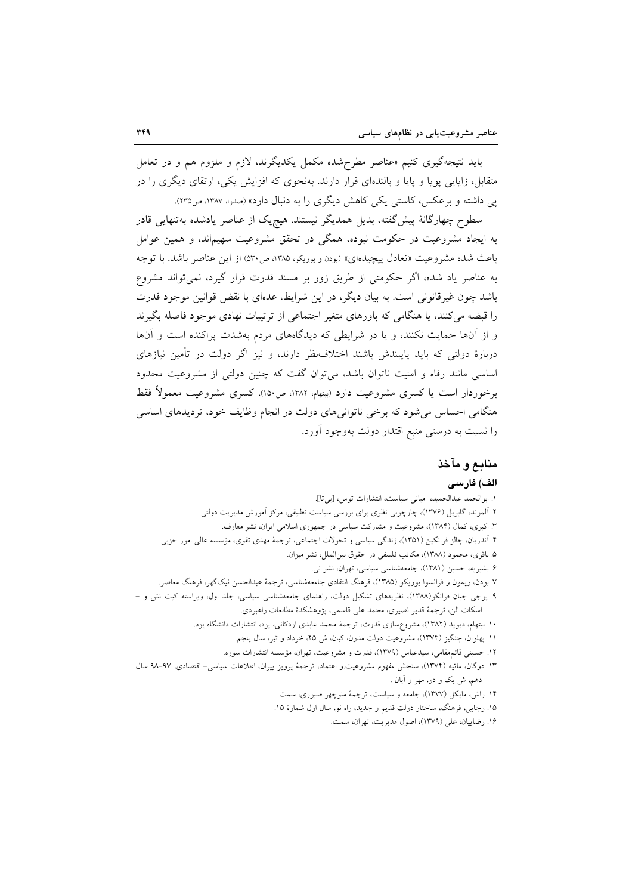باید نتیجه‌گیری کنیم «عناصر مطرح‌شده مکمل یکدیگرند، لازم و ملزوم هم و در تعامل متقابل، زایایی پویا و پایا و بالنده‌ای قرار دارند. به‌نحوی که افزایش یکی، ارتقای دیگری را در پی داشته و برعکس، کاستی یکی کاهش دیگری را به دنبال دارد» (صدرا، ۱۳۸۷، ص۲۳۵).

سطوح چهارگانهٔ پیش‌گفته، بدیل همدیگر نیستند. هیچ‌یک از عناصر یادشده به‌تنهایی قادر به ایجاد مشروعیت در حکومت نبوده، همگی در تحقق مشروعیت سهیم‌اند، و همین عوامل باعث شده مشروعیت «تعادل پیچیده‌ای» (بودن و بوریکو، ۱۳۸۵، ص۵۳۰) از این عناصر باشد. با توجه به عناصر یاد شده، اگر حکومتی از طریق زور بر مسند قدرت قرار گیرد، نمی‌تواند مشروع باشد چون غیرقانونی است. به بیان دیگر، در این شرایط، عده‌ای با نقض قوانین موجود قدرت را قبضه می‌کنند، یا هنگامی که باورهای متغیر اجتماعی از ترتیبات نهادی موجود فاصله بگیرند و از آن‌ها حمایت نکنند، و یا در شرایطی که دیدگاه‌های مردم به‌شدت پراکنده است و آن‌ها دربارهٔ دولتی که باید پایبندش باشند اختلاف‌نظر دارند، و نیز اگر دولت در تأمین نیازهای اساسی مانند رفاه و امنیت ناتوان باشد، می‌توان گفت که چنین دولتی از مشروعیت محدود برخوردار است یا کسری مشروعیت دارد (بیتهام، ۱۳۸۲، ص۱۵۰). کسری مشروعیت معمولاً فقط هنگامی احساس می‌شود که برخی ناتوانی‌های دولت در انجام وظایف خود، تردیدهای اساسی را نسبت به درستی منبع اقتدار دولت به‌وجود آورد.

## منابع و مآخذ

### الف) فارسی

۱. ابوالحمد عبدالحمید، مبانی سیاست، انتشارات توس، [بی‌تا].
۲. آلموند، گابریل (۱۳۷۶)، چارچوبی نظری برای بررسی سیاست تطبیقی، مرکز آموزش مدیریت دولتی.
۳. اکبری، کمال (۱۳۸۴)، مشروعیت و مشارکت سیاسی در جمهوری اسلامی ایران، نشر معارف.
۴. آندریان، چالز فرانکین (۱۳۵۱)، زندگی سیاسی و تحولات اجتماعی، ترجمهٔ مهدی تقوی، مؤسسه عالی امور حزبی.
۵. باقری، محمود (۱۳۸۸)، مکاتب فلسفی در حقوق بین‌الملل، نشر میزان.
۶. بشیریه، حسین (۱۳۸۱)، جامعه‌شناسی سیاسی، تهران، نشر نی.
۷. بودن، ریمون و فرانسوا بوریکو (۱۳۸۵)، فرهنگ انتقادی جامعه‌شناسی، ترجمهٔ عبدالحسن نیک‌گهر، فرهنگ معاصر.
۹. پوجی جیان فرانکو(۱۳۸۸)، نظریه‌های تشکیل دولت، راهنمای جامعه‌شناسی سیاسی، جلد اول، ویراسته کیت نش و اسکات الن، ترجمهٔ قدیر نصیری، محمد علی قاسمی، پژوهشکدهٔ مطالعات راهبردی.
۱۰. بیتهام، دیوید (۱۳۸۲)، مشروع‌سازی قدرت، ترجمهٔ محمد عابدی اردکانی، یزد، انتشارات دانشگاه یزد.
۱۱. پهلوان، چنگیز (۱۳۷۴)، مشروعیت دولت مدرن، کیان، ش ۲۵، خرداد و تیر، سال پنجم.
۱۲. حسینی قائم‌مقامی، سیدعباس (۱۳۷۹)، قدرت و مشروعیت، تهران، مؤسسه انتشارات سوره.
۱۳. دوگان، ماتیه (۱۳۷۴)، سنجش مفهوم مشروعیت.و اعتماد، ترجمهٔ پرویز پیران، اطلاعات سیاسی- اقتصادی، ۹۷-۹۸ سال دهم، ش یک و دو، مهر و آبان .
۱۴. راش، مایکل (۱۳۷۷)، جامعه و سیاست، ترجمهٔ منوچهر صبوری، سمت.
۱۵. رجایی، فرهنگ، ساختار دولت قدیم و جدید، راه نو، سال اول شمارهٔ ۱۵.
۱۶. رضاییان، علی (۱۳۷۹)، اصول مدیریت، تهران، سمت.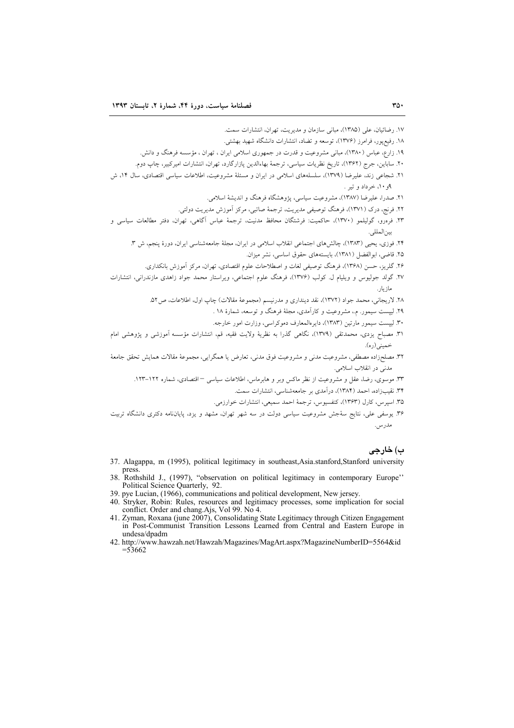۱۷. رضائیان، علی (۱۳۸۵)، مبانی سازمان و مدیریت، تهران، انتشارات سمت.

۱۸. رفیع‌پور، فرامرز (۱۳۷۶)، توسعه و تضاد، انتشارات دانشگاه شهید بهشتی.

۱۹. زارع، عباس (۱۳۸۰)، مبانی مشروعیت و قدرت در جمهوری اسلامی ایران ، تهران ، مؤسسه فرهنگ و دانش.

۲۰. ساباین، جرج (۱۳۶۲)، تاریخ نظریات سیاسی، ترجمهٔ بهاءالدین پازارگارد، تهران، انتشارات امیرکبیر، چاپ دوم.

۲۱. شجاعی زند، علیرضا (۱۳۷۹)، سلسله‌های اسلامی در ایران و مسئلهٔ مشروعیت، اطلاعات سیاسی اقتصادی، سال ۱۴، ش ۹و۱۰، خرداد و تیر .

۲۱. صدرا، علیرضا (۱۳۸۷)، مشروعیت سیاسی، پژوهشگاه فرهنگ و اندیشهٔ اسلامی.

۲۲. فرنچ، درک (۱۳۷۱)، فرهنگ توصیفی مدیریت، ترجمهٔ صائبی، مرکز آموزش مدیریت دولتی.

۲۳. فره‌رو، گولیلمو (۱۳۷۰)، حاکمیت: فرشتگان محافظ مدنیت، ترجمهٔ عباس آگاهی، تهران، دفتر مطالعات سیاسی و بین‌المللی.

۲۴. فوزی، یحیی (۱۳۸۳)، چالش‌های اجتماعی انقلاب اسلامی در ایران، مجلهٔ جامعه‌شناسی ایران، دورهٔ پنجم، ش ۳.

۲۵. قاضی، ابوالفضل (۱۳۸۱)، بایسته‌های حقوق اساسی، نشر میزان.

۲۶. گلریز، حسن (۱۳۶۸)، فرهنگ توصیفی لغات و اصطلاحات علوم اقتصادی، تهران، مرکز آموزش بانکداری.

۲۷. گولد جولیوس و ویلیام ل. کولب (۱۳۷۶)، فرهنگ علوم اجتماعی، ویراستار محمد جواد زاهدی مازندرانی، انتشارات مازیار.

۲۸. لاریجانی، محمد جواد (۱۳۷۲)، نقد دینداری و مدرنیسم (مجموعهٔ مقالات) چاپ اول، اطلاعات، ص۵۲.

۲۹. لیپست سیمور. م.، مشروعیت و کارآمدی، مجلهٔ فرهنگ و توسعه، شمارهٔ ۱۸ .

۳۰. لیپست سیمور مارتین (۱۳۸۳)، دایره‌المعارف دموکراسی، وزارت امور خارجه.

۳۱. مصباح یزدی، محمدتقی (۱۳۷۹)، نگاهی گذرا به نظریهٔ ولایت فقیه، قم، انتشارات مؤسسه آموزشی و پژوهشی امام خمینی(ره).

۳۲. مصلح‌زاده مصطفی، مشروعیت مدنی و مشروعیت فوق مدنی، تعارض یا همگرایی، مجموعهٔ مقالات همایش تحقق جامعهٔ مدنی در انقلاب اسلامی.

۳۳. موسوی، رضا، عقل و مشروعیت از نظر ماکس وبر و هابرماس، اطلاعات سیاسی – اقتصادی، شماره ۱۲۲–۱۲۳.

۳۴. نقیب‌زاده، احمد (۱۳۸۴)، درآمدی بر جامعه‌شناسی، انتشارات سمت.

۳۵. اسپرس، کارل (۱۳۶۳)، کنفسیوس، ترجمهٔ احمد سمیعی، انتشارات خوارزمی.

۳۶. یوسفی علی، نتایج سنجش مشروعیت سیاسی دولت در سه شهر تهران، مشهد و یزد، پایان‌نامه دکتری دانشگاه تربیت مدرس.

## ب) خارجی

37. Alagappa, m (1995), political legitimacy in southeast,Asia.stanford,Stanford university press.
38. Rothshild J., (1997), "observation on political legitimacy in contemporary Europe'' Political Science Quarterly, 92.
39. pye Lucian, (1966), communications and political development, New jersey.
40. Stryker, Robin: Rules, resources and legitimacy processes, some implication for social conflict. Order and chang.Ajs, Vol 99. No 4.
41. Zyman, Roxana (june 2007), Consolidating State Legitimacy through Citizen Engagement in Post-Communist Transition Lessons Learned from Central and Eastern Europe in undesa/dpadm
42. http://www.hawzah.net/Hawzah/Magazines/MagArt.aspx?MagazineNumberID=5564&id=53662